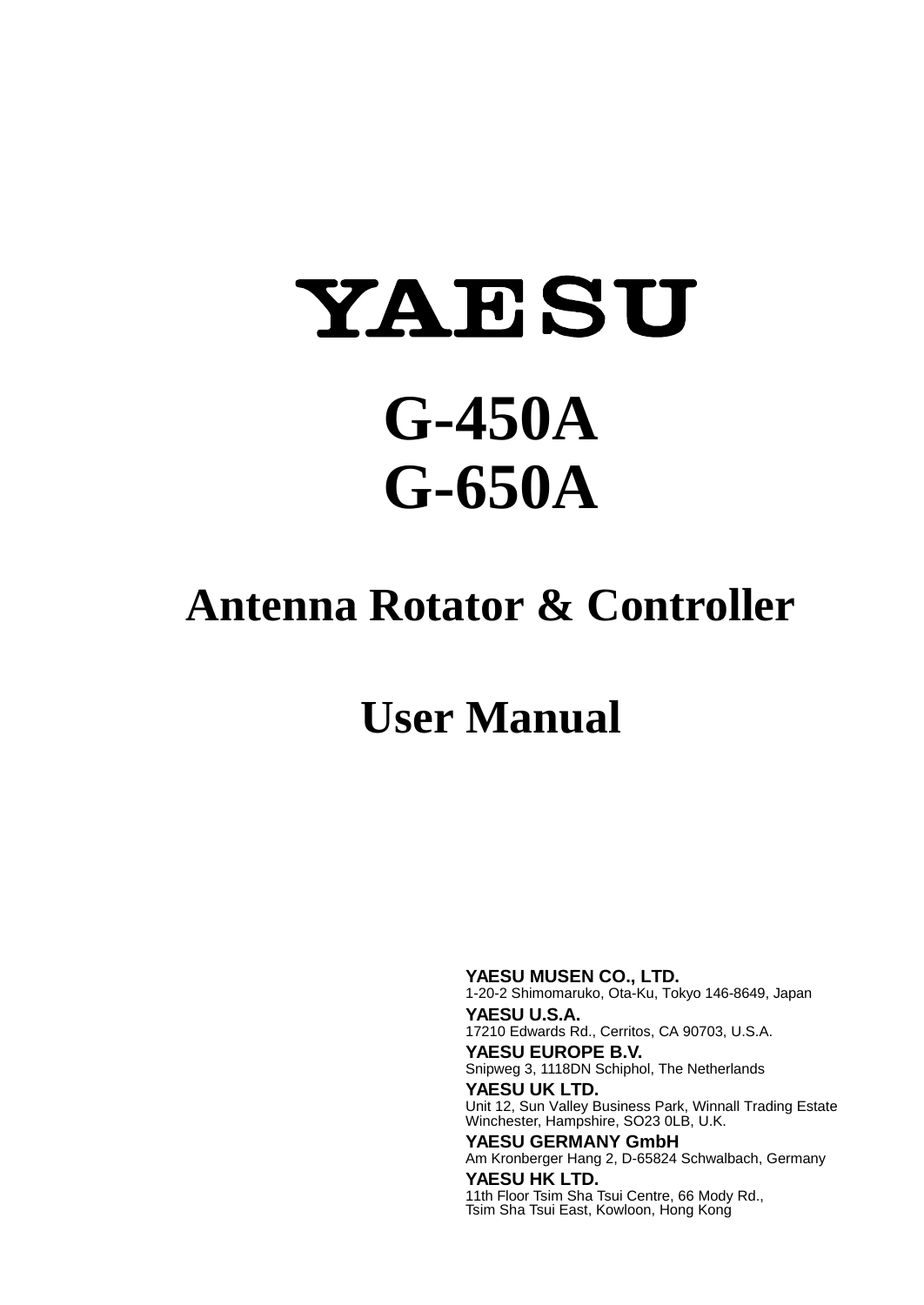# YAESU

# G-450A
# G-650A

## Antenna Rotator & Controller

## User Manual

**YAESU MUSEN CO., LTD.**
1-20-2 Shimomaruko, Ota-Ku, Tokyo 146-8649, Japan

**YAESU U.S.A.**
17210 Edwards Rd., Cerritos, CA 90703, U.S.A.

**YAESU EUROPE B.V.**
Snipweg 3, 1118DN Schiphol, The Netherlands

**YAESU UK LTD.**
Unit 12, Sun Valley Business Park, Winnall Trading Estate
Winchester, Hampshire, SO23 0LB, U.K.

**YAESU GERMANY GmbH**
Am Kronberger Hang 2, D-65824 Schwalbach, Germany

**YAESU HK LTD.**
11th Floor Tsim Sha Tsui Centre, 66 Mody Rd.,
Tsim Sha Tsui East, Kowloon, Hong Kong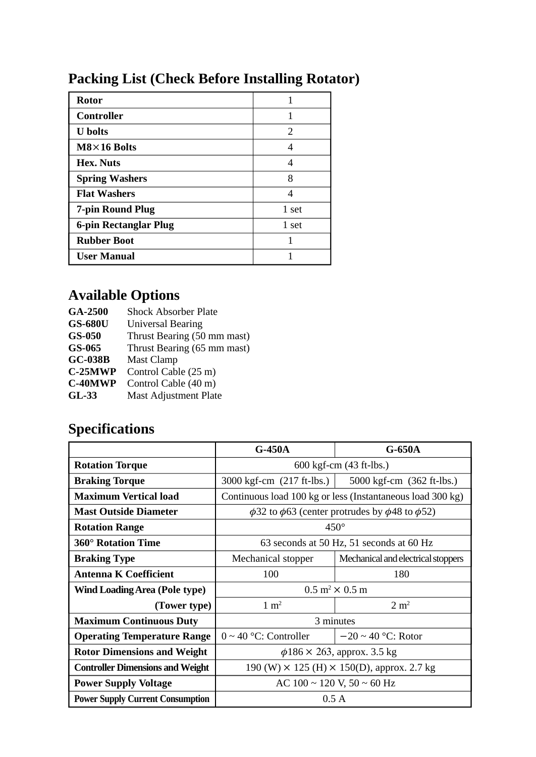## Packing List (Check Before Installing Rotator)

| Item | Qty |
|---|---|
| **Rotor** | 1 |
| **Controller** | 1 |
| **U bolts** | 2 |
| **M8×16 Bolts** | 4 |
| **Hex. Nuts** | 4 |
| **Spring Washers** | 8 |
| **Flat Washers** | 4 |
| **7-pin Round Plug** | 1 set |
| **6-pin Rectanglar Plug** | 1 set |
| **Rubber Boot** | 1 |
| **User Manual** | 1 |

## Available Options

**GA-2500** Shock Absorber Plate
**GS-680U** Universal Bearing
**GS-050** Thrust Bearing (50 mm mast)
**GS-065** Thrust Bearing (65 mm mast)
**GC-038B** Mast Clamp
**C-25MWP** Control Cable (25 m)
**C-40MWP** Control Cable (40 m)
**GL-33** Mast Adjustment Plate

## Specifications

| | G-450A | G-650A |
|---|---|---|
| **Rotation Torque** | 600 kgf-cm (43 ft-lbs.) | |
| **Braking Torque** | 3000 kgf-cm (217 ft-lbs.) | 5000 kgf-cm (362 ft-lbs.) |
| **Maximum Vertical load** | Continuous load 100 kg or less (Instantaneous load 300 kg) | |
| **Mast Outside Diameter** | $\phi$32 to $\phi$63 (center protrudes by $\phi$48 to $\phi$52) | |
| **Rotation Range** | 450° | |
| **360° Rotation Time** | 63 seconds at 50 Hz, 51 seconds at 60 Hz | |
| **Braking Type** | Mechanical stopper | Mechanical and electrical stoppers |
| **Antenna K Coefficient** | 100 | 180 |
| **Wind Loading Area (Pole type)** | 0.5 m² × 0.5 m | |
| **(Tower type)** | 1 m² | 2 m² |
| **Maximum Continuous Duty** | 3 minutes | |
| **Operating Temperature Range** | 0 ~ 40 °C: Controller | −20 ~ 40 °C: Rotor |
| **Rotor Dimensions and Weight** | $\phi$186 × 263, approx. 3.5 kg | |
| **Controller Dimensions and Weight** | 190 (W) × 125 (H) × 150(D), approx. 2.7 kg | |
| **Power Supply Voltage** | AC 100 ~ 120 V, 50 ~ 60 Hz | |
| **Power Supply Current Consumption** | 0.5 A | |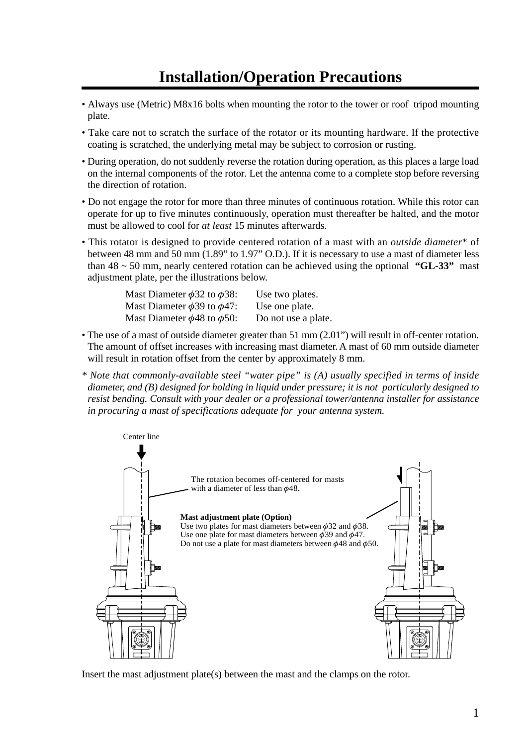# Installation/Operation Precautions

- Always use (Metric) M8x16 bolts when mounting the rotor to the tower or roof tripod mounting plate.
- Take care not to scratch the surface of the rotator or its mounting hardware. If the protective coating is scratched, the underlying metal may be subject to corrosion or rusting.
- During operation, do not suddenly reverse the rotation during operation, as this places a large load on the internal components of the rotor. Let the antenna come to a complete stop before reversing the direction of rotation.
- Do not engage the rotor for more than three minutes of continuous rotation. While this rotor can operate for up to five minutes continuously, operation must thereafter be halted, and the motor must be allowed to cool for *at least* 15 minutes afterwards.
- This rotator is designed to provide centered rotation of a mast with an *outside diameter** of between 48 mm and 50 mm (1.89" to 1.97" O.D.). If it is necessary to use a mast of diameter less than 48 ~ 50 mm, nearly centered rotation can be achieved using the optional **"GL-33"** mast adjustment plate, per the illustrations below.

  Mast Diameter $\phi$32 to $\phi$38: Use two plates.
  Mast Diameter $\phi$39 to $\phi$47: Use one plate.
  Mast Diameter $\phi$48 to $\phi$50: Do not use a plate.

- The use of a mast of outside diameter greater than 51 mm (2.01") will result in off-center rotation. The amount of offset increases with increasing mast diameter. A mast of 60 mm outside diameter will result in rotation offset from the center by approximately 8 mm.

*\* Note that commonly-available steel "water pipe" is (A) usually specified in terms of inside diameter, and (B) designed for holding in liquid under pressure; it is not particularly designed to resist bending. Consult with your dealer or a professional tower/antenna installer for assistance in procuring a mast of specifications adequate for your antenna system.*

Center line

The rotation becomes off-centered for masts with a diameter of less than $\phi$48.

**Mast adjustment plate (Option)**
Use two plates for mast diameters between $\phi$32 and $\phi$38.
Use one plate for mast diameters between $\phi$39 and $\phi$47.
Do not use a plate for mast diameters between $\phi$48 and $\phi$50.

Insert the mast adjustment plate(s) between the mast and the clamps on the rotor.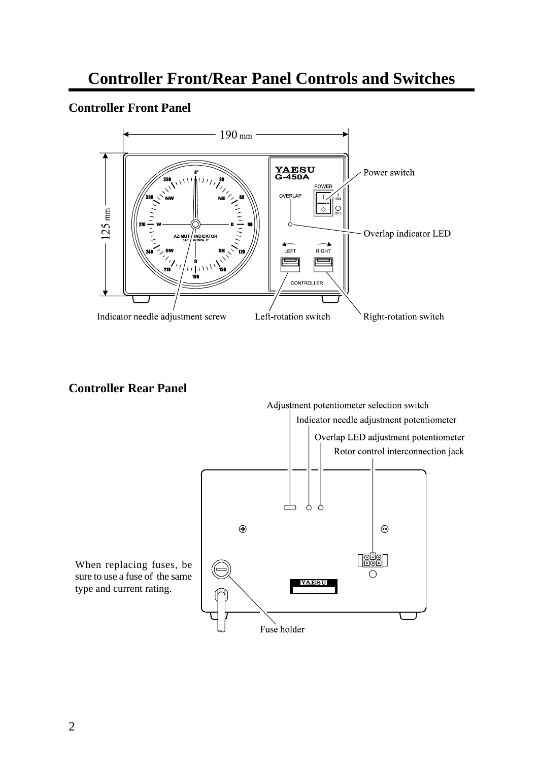# Controller Front/Rear Panel Controls and Switches

## Controller Front Panel

190 mm

125 mm

YAESU
G-450A

POWER

OVERLAP

ON

OFF

LEFT

RIGHT

CONTROLLER

Power switch

Overlap indicator LED

Indicator needle adjustment screw

Left-rotation switch

Right-rotation switch

## Controller Rear Panel

Adjustment potentiometer selection switch

Indicator needle adjustment potentiometer

Overlap LED adjustment potentiometer

Rotor control interconnection jack

When replacing fuses, be sure to use a fuse of the same type and current rating.

YAESU

Fuse holder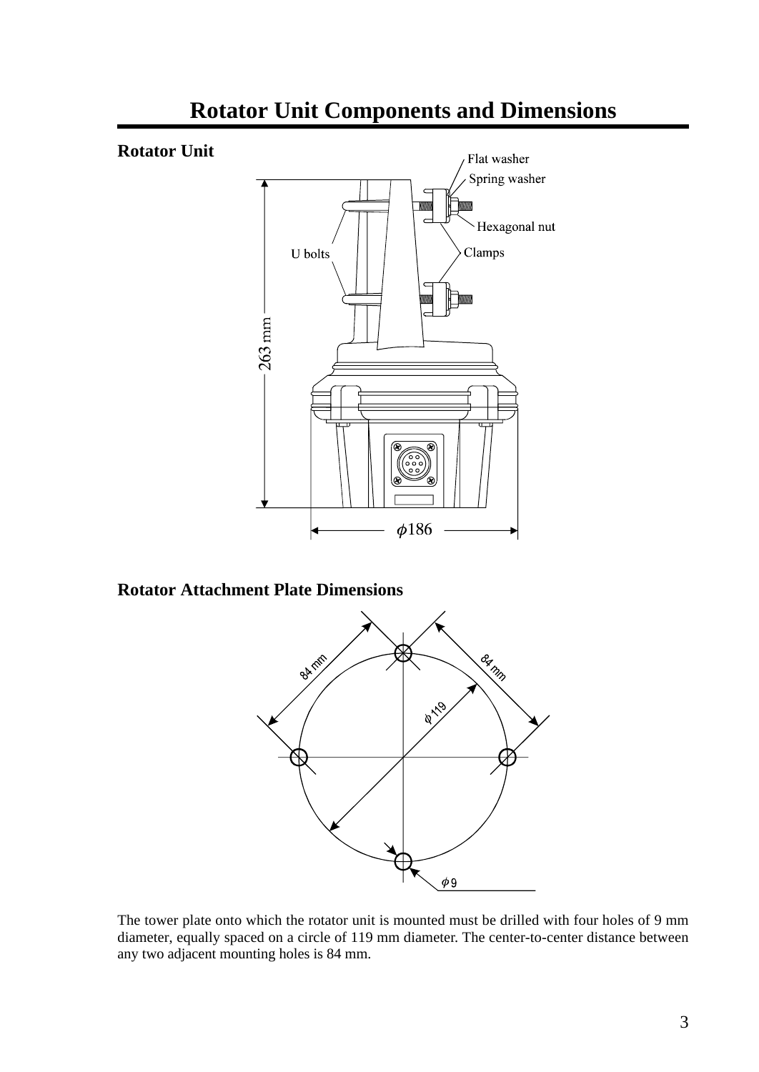# Rotator Unit Components and Dimensions

**Rotator Unit**

**Rotator Attachment Plate Dimensions**

The tower plate onto which the rotator unit is mounted must be drilled with four holes of 9 mm diameter, equally spaced on a circle of 119 mm diameter. The center-to-center distance between any two adjacent mounting holes is 84 mm.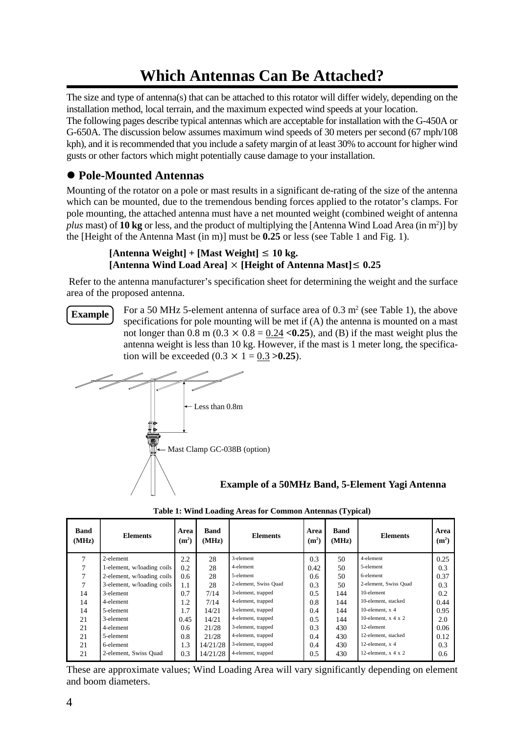# Which Antennas Can Be Attached?

The size and type of antenna(s) that can be attached to this rotator will differ widely, depending on the installation method, local terrain, and the maximum expected wind speeds at your location.

The following pages describe typical antennas which are acceptable for installation with the G-450A or G-650A. The discussion below assumes maximum wind speeds of 30 meters per second (67 mph/108 kph), and it is recommended that you include a safety margin of at least 30% to account for higher wind gusts or other factors which might potentially cause damage to your installation.

## ● Pole-Mounted Antennas

Mounting of the rotator on a pole or mast results in a significant de-rating of the size of the antenna which can be mounted, due to the tremendous bending forces applied to the rotator's clamps. For pole mounting, the attached antenna must have a net mounted weight (combined weight of antenna *plus* mast) of **10 kg** or less, and the product of multiplying the [Antenna Wind Load Area (in m$^2$)] by the [Height of the Antenna Mast (in m)] must be **0.25** or less (see Table 1 and Fig. 1).

**[Antenna Weight] + [Mast Weight] ≤ 10 kg.**
**[Antenna Wind Load Area] × [Height of Antenna Mast] ≤ 0.25**

Refer to the antenna manufacturer's specification sheet for determining the weight and the surface area of the proposed antenna.

**Example** For a 50 MHz 5-element antenna of surface area of 0.3 m$^2$ (see Table 1), the above specifications for pole mounting will be met if (A) the antenna is mounted on a mast not longer than 0.8 m ($0.3 \times 0.8 = \underline{0.24} < \mathbf{0.25}$), and (B) if the mast weight plus the antenna weight is less than 10 kg. However, if the mast is 1 meter long, the specification will be exceeded ($0.3 \times 1 = \underline{0.3} > \mathbf{0.25}$).

Less than 0.8m

Mast Clamp GC-038B (option)

**Example of a 50MHz Band, 5-Element Yagi Antenna**

**Table 1: Wind Loading Areas for Common Antennas (Typical)**

| Band (MHz) | Elements | Area (m$^2$) | Band (MHz) | Elements | Area (m$^2$) | Band (MHz) | Elements | Area (m$^2$) |
|---|---|---|---|---|---|---|---|---|
| 7 | 2-element | 2.2 | 28 | 3-element | 0.3 | 50 | 4-element | 0.25 |
| 7 | 1-element, w/loading coils | 0.2 | 28 | 4-element | 0.42 | 50 | 5-element | 0.3 |
| 7 | 2-element, w/loading coils | 0.6 | 28 | 5-element | 0.6 | 50 | 6-element | 0.37 |
| 7 | 3-element, w/loading coils | 1.1 | 28 | 2-element, Swiss Quad | 0.3 | 50 | 2-element, Swiss Quad | 0.3 |
| 14 | 3-element | 0.7 | 7/14 | 3-element, trapped | 0.5 | 144 | 10-element | 0.2 |
| 14 | 4-element | 1.2 | 7/14 | 4-element, trapped | 0.8 | 144 | 10-element, stacked | 0.44 |
| 14 | 5-element | 1.7 | 14/21 | 3-element, trapped | 0.4 | 144 | 10-element, x 4 | 0.95 |
| 21 | 3-element | 0.45 | 14/21 | 4-element, trapped | 0.5 | 144 | 10-element, x 4 x 2 | 2.0 |
| 21 | 4-element | 0.6 | 21/28 | 3-element, trapped | 0.3 | 430 | 12-element | 0.06 |
| 21 | 5-element | 0.8 | 21/28 | 4-element, trapped | 0.4 | 430 | 12-element, stacked | 0.12 |
| 21 | 6-element | 1.3 | 14/21/28 | 3-element, trapped | 0.4 | 430 | 12-element, x 4 | 0.3 |
| 21 | 2-element, Swiss Quad | 0.3 | 14/21/28 | 4-element, trapped | 0.5 | 430 | 12-element, x 4 x 2 | 0.6 |

These are approximate values; Wind Loading Area will vary significantly depending on element and boom diameters.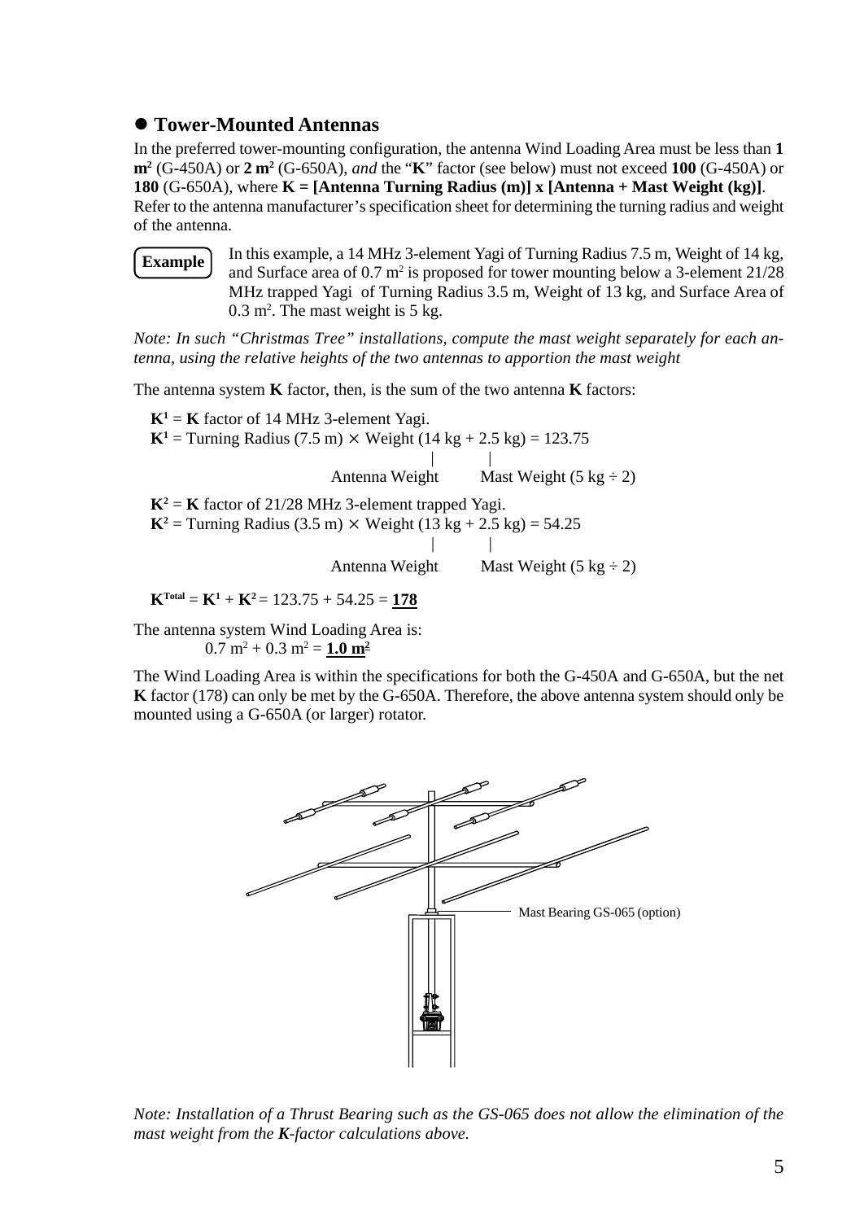## ● Tower-Mounted Antennas

In the preferred tower-mounting configuration, the antenna Wind Loading Area must be less than **1 $m^2$** (G-450A) or **2 $m^2$** (G-650A), *and* the "**K**" factor (see below) must not exceed **100** (G-450A) or **180** (G-650A), where **K = [Antenna Turning Radius (m)] x [Antenna + Mast Weight (kg)]**. Refer to the antenna manufacturer's specification sheet for determining the turning radius and weight of the antenna.

**Example** In this example, a 14 MHz 3-element Yagi of Turning Radius 7.5 m, Weight of 14 kg, and Surface area of 0.7 $m^2$ is proposed for tower mounting below a 3-element 21/28 MHz trapped Yagi of Turning Radius 3.5 m, Weight of 13 kg, and Surface Area of 0.3 $m^2$. The mast weight is 5 kg.

*Note: In such "Christmas Tree" installations, compute the mast weight separately for each antenna, using the relative heights of the two antennas to apportion the mast weight*

The antenna system **K** factor, then, is the sum of the two antenna **K** factors:

$\mathbf{K^1}$ = **K** factor of 14 MHz 3-element Yagi.
$\mathbf{K^1}$ = Turning Radius (7.5 m) × Weight (14 kg + 2.5 kg) = 123.75

Antenna Weight (14 kg) | Mast Weight (5 kg ÷ 2)

$\mathbf{K^2}$ = **K** factor of 21/28 MHz 3-element trapped Yagi.
$\mathbf{K^2}$ = Turning Radius (3.5 m) × Weight (13 kg + 2.5 kg) = 54.25

Antenna Weight (13 kg) | Mast Weight (5 kg ÷ 2)

$\mathbf{K^{Total}}$ = $\mathbf{K^1}$ + $\mathbf{K^2}$ = 123.75 + 54.25 = **<u>178</u>**

The antenna system Wind Loading Area is:
0.7 $m^2$ + 0.3 $m^2$ = **<u>1.0 $m^2$</u>**

The Wind Loading Area is within the specifications for both the G-450A and G-650A, but the net **K** factor (178) can only be met by the G-650A. Therefore, the above antenna system should only be mounted using a G-650A (or larger) rotator.

Mast Bearing GS-065 (option)

*Note: Installation of a Thrust Bearing such as the GS-065 does not allow the elimination of the mast weight from the **K**-factor calculations above.*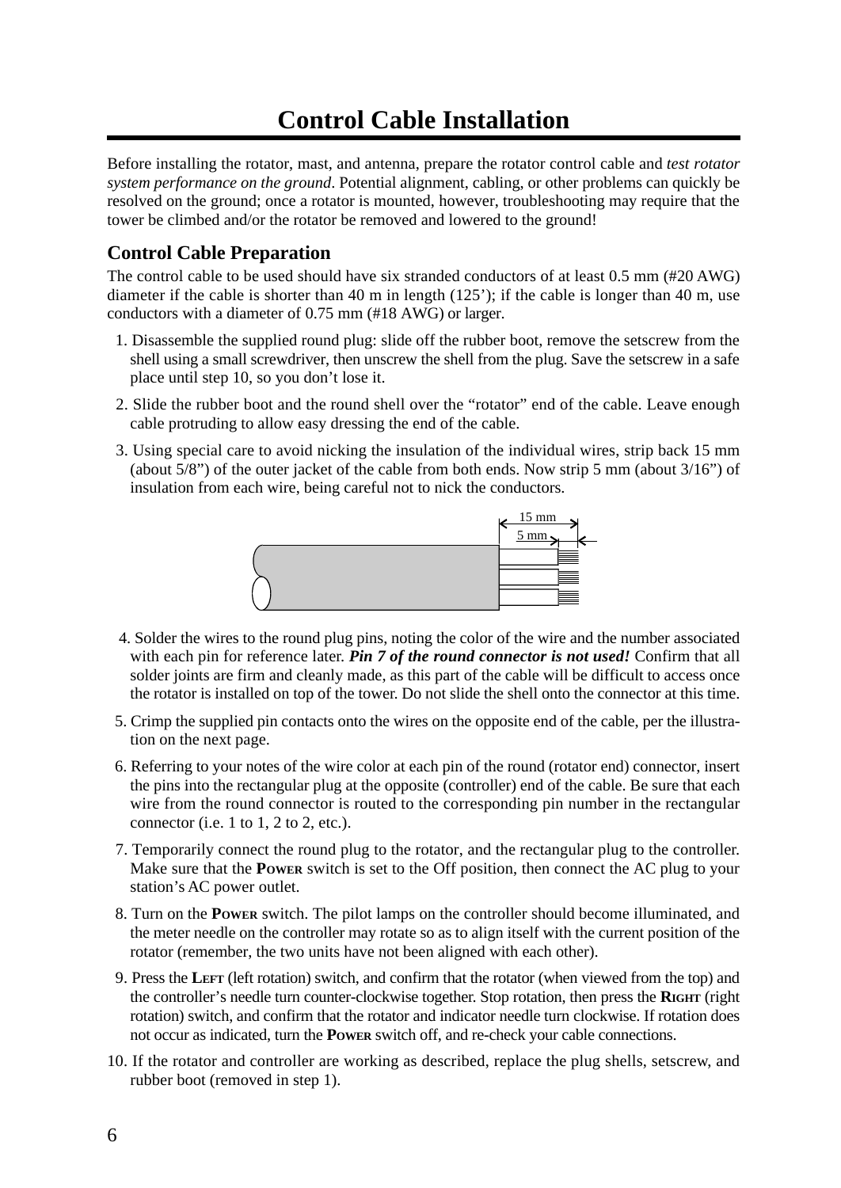# Control Cable Installation

Before installing the rotator, mast, and antenna, prepare the rotator control cable and *test rotator system performance on the ground*. Potential alignment, cabling, or other problems can quickly be resolved on the ground; once a rotator is mounted, however, troubleshooting may require that the tower be climbed and/or the rotator be removed and lowered to the ground!

## Control Cable Preparation

The control cable to be used should have six stranded conductors of at least 0.5 mm (#20 AWG) diameter if the cable is shorter than 40 m in length (125'); if the cable is longer than 40 m, use conductors with a diameter of 0.75 mm (#18 AWG) or larger.

1. Disassemble the supplied round plug: slide off the rubber boot, remove the setscrew from the shell using a small screwdriver, then unscrew the shell from the plug. Save the setscrew in a safe place until step 10, so you don't lose it.
2. Slide the rubber boot and the round shell over the "rotator" end of the cable. Leave enough cable protruding to allow easy dressing the end of the cable.
3. Using special care to avoid nicking the insulation of the individual wires, strip back 15 mm (about 5/8") of the outer jacket of the cable from both ends. Now strip 5 mm (about 3/16") of insulation from each wire, being careful not to nick the conductors.

15 mm

5 mm

4. Solder the wires to the round plug pins, noting the color of the wire and the number associated with each pin for reference later. ***Pin 7 of the round connector is not used!*** Confirm that all solder joints are firm and cleanly made, as this part of the cable will be difficult to access once the rotator is installed on top of the tower. Do not slide the shell onto the connector at this time.
5. Crimp the supplied pin contacts onto the wires on the opposite end of the cable, per the illustration on the next page.
6. Referring to your notes of the wire color at each pin of the round (rotator end) connector, insert the pins into the rectangular plug at the opposite (controller) end of the cable. Be sure that each wire from the round connector is routed to the corresponding pin number in the rectangular connector (i.e. 1 to 1, 2 to 2, etc.).
7. Temporarily connect the round plug to the rotator, and the rectangular plug to the controller. Make sure that the **Power** switch is set to the Off position, then connect the AC plug to your station's AC power outlet.
8. Turn on the **Power** switch. The pilot lamps on the controller should become illuminated, and the meter needle on the controller may rotate so as to align itself with the current position of the rotator (remember, the two units have not been aligned with each other).
9. Press the **Left** (left rotation) switch, and confirm that the rotator (when viewed from the top) and the controller's needle turn counter-clockwise together. Stop rotation, then press the **Right** (right rotation) switch, and confirm that the rotator and indicator needle turn clockwise. If rotation does not occur as indicated, turn the **Power** switch off, and re-check your cable connections.
10. If the rotator and controller are working as described, replace the plug shells, setscrew, and rubber boot (removed in step 1).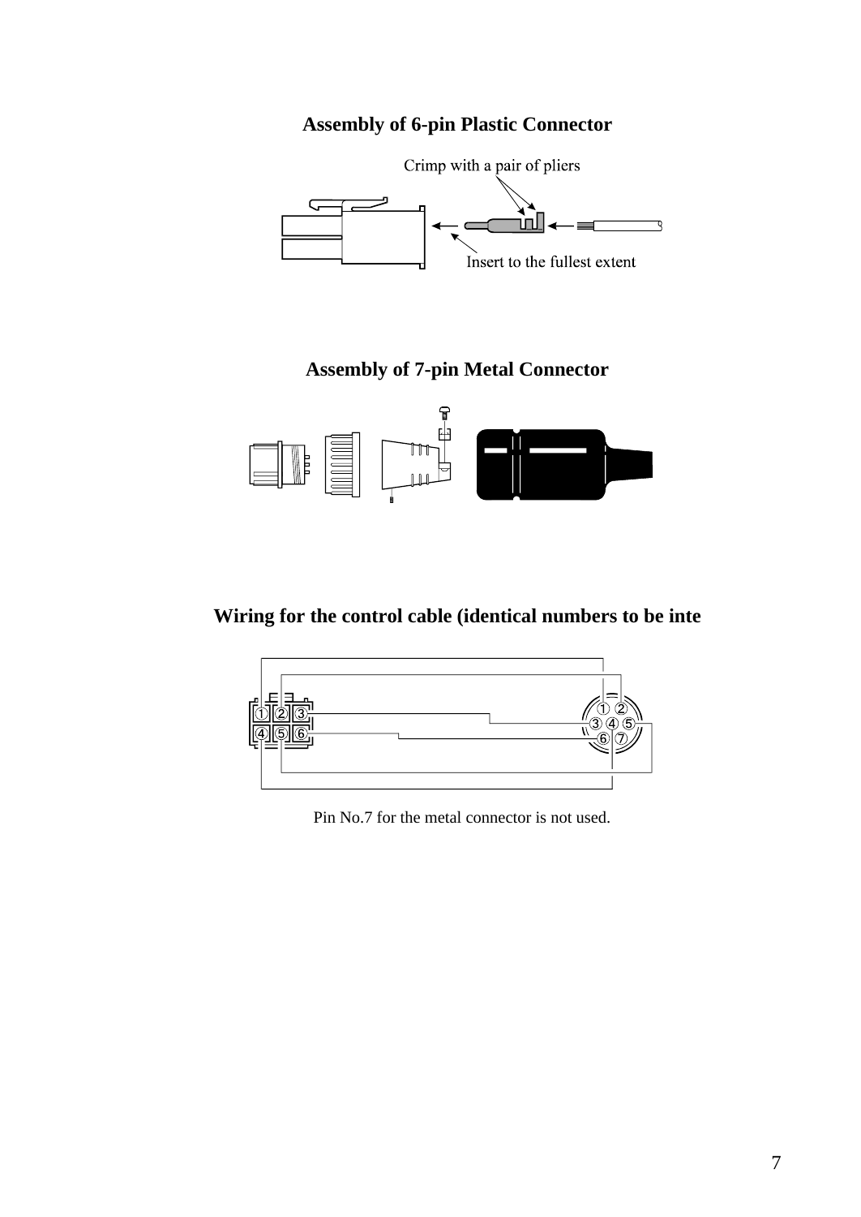## Assembly of 6-pin Plastic Connector

Crimp with a pair of pliers

Insert to the fullest extent

## Assembly of 7-pin Metal Connector

## Wiring for the control cable (identical numbers to be inte

Pin No.7 for the metal connector is not used.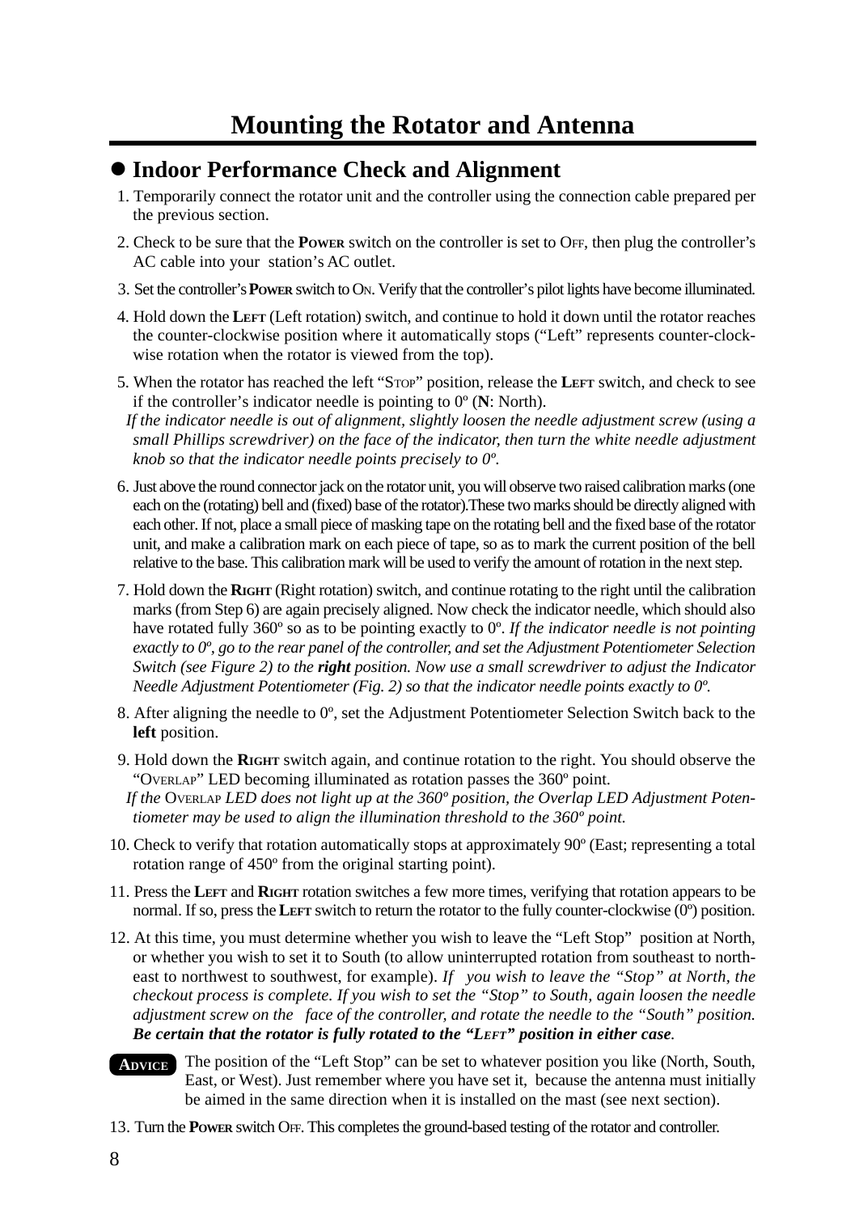# Mounting the Rotator and Antenna

## ● Indoor Performance Check and Alignment

1. Temporarily connect the rotator unit and the controller using the connection cable prepared per the previous section.
2. Check to be sure that the **POWER** switch on the controller is set to OFF, then plug the controller's AC cable into your station's AC outlet.
3. Set the controller's **POWER** switch to ON. Verify that the controller's pilot lights have become illuminated.
4. Hold down the **LEFT** (Left rotation) switch, and continue to hold it down until the rotator reaches the counter-clockwise position where it automatically stops ("Left" represents counter-clockwise rotation when the rotator is viewed from the top).
5. When the rotator has reached the left "STOP" position, release the **LEFT** switch, and check to see if the controller's indicator needle is pointing to 0º (**N**: North).
   *If the indicator needle is out of alignment, slightly loosen the needle adjustment screw (using a small Phillips screwdriver) on the face of the indicator, then turn the white needle adjustment knob so that the indicator needle points precisely to 0º.*
6. Just above the round connector jack on the rotator unit, you will observe two raised calibration marks (one each on the (rotating) bell and (fixed) base of the rotator).These two marks should be directly aligned with each other. If not, place a small piece of masking tape on the rotating bell and the fixed base of the rotator unit, and make a calibration mark on each piece of tape, so as to mark the current position of the bell relative to the base. This calibration mark will be used to verify the amount of rotation in the next step.
7. Hold down the **RIGHT** (Right rotation) switch, and continue rotating to the right until the calibration marks (from Step 6) are again precisely aligned. Now check the indicator needle, which should also have rotated fully 360º so as to be pointing exactly to 0º. *If the indicator needle is not pointing exactly to 0º, go to the rear panel of the controller, and set the Adjustment Potentiometer Selection Switch (see Figure 2) to the* ***right*** *position. Now use a small screwdriver to adjust the Indicator Needle Adjustment Potentiometer (Fig. 2) so that the indicator needle points exactly to 0º.*
8. After aligning the needle to 0º, set the Adjustment Potentiometer Selection Switch back to the **left** position.
9. Hold down the **RIGHT** switch again, and continue rotation to the right. You should observe the "OVERLAP" LED becoming illuminated as rotation passes the 360º point.
   *If the* OVERLAP *LED does not light up at the 360º position, the Overlap LED Adjustment Potentiometer may be used to align the illumination threshold to the 360º point.*
10. Check to verify that rotation automatically stops at approximately 90º (East; representing a total rotation range of 450º from the original starting point).
11. Press the **LEFT** and **RIGHT** rotation switches a few more times, verifying that rotation appears to be normal. If so, press the **LEFT** switch to return the rotator to the fully counter-clockwise (0º) position.
12. At this time, you must determine whether you wish to leave the "Left Stop" position at North, or whether you wish to set it to South (to allow uninterrupted rotation from southeast to northeast to northwest to southwest, for example). *If you wish to leave the "Stop" at North, the checkout process is complete. If you wish to set the "Stop" to South, again loosen the needle adjustment screw on the face of the controller, and rotate the needle to the "South" position.* ***Be certain that the rotator is fully rotated to the "LEFT" position in either case.***

**ADVICE** The position of the "Left Stop" can be set to whatever position you like (North, South, East, or West). Just remember where you have set it, because the antenna must initially be aimed in the same direction when it is installed on the mast (see next section).

13. Turn the **POWER** switch OFF. This completes the ground-based testing of the rotator and controller.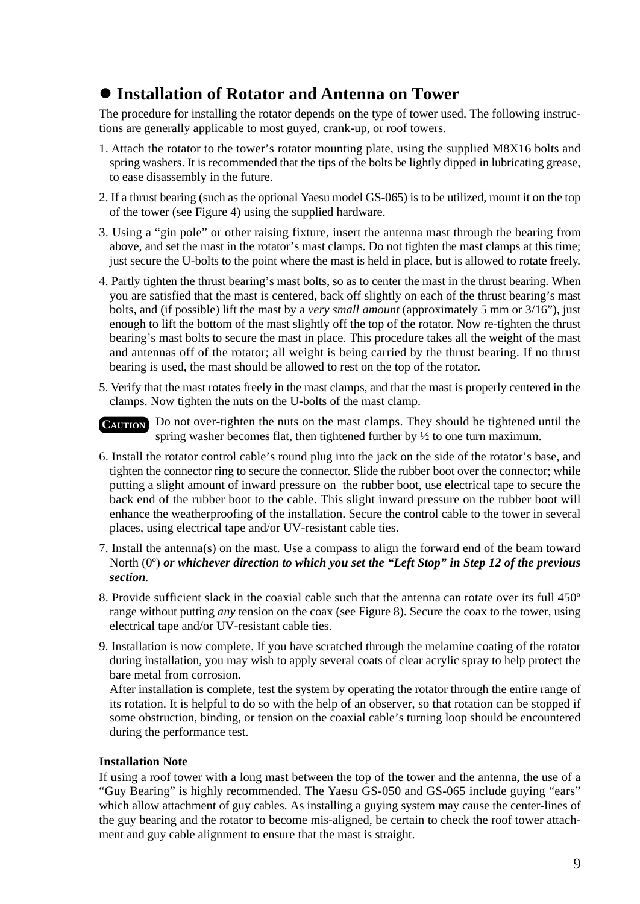## ● Installation of Rotator and Antenna on Tower

The procedure for installing the rotator depends on the type of tower used. The following instructions are generally applicable to most guyed, crank-up, or roof towers.

1. Attach the rotator to the tower's rotator mounting plate, using the supplied M8X16 bolts and spring washers. It is recommended that the tips of the bolts be lightly dipped in lubricating grease, to ease disassembly in the future.
2. If a thrust bearing (such as the optional Yaesu model GS-065) is to be utilized, mount it on the top of the tower (see Figure 4) using the supplied hardware.
3. Using a "gin pole" or other raising fixture, insert the antenna mast through the bearing from above, and set the mast in the rotator's mast clamps. Do not tighten the mast clamps at this time; just secure the U-bolts to the point where the mast is held in place, but is allowed to rotate freely.
4. Partly tighten the thrust bearing's mast bolts, so as to center the mast in the thrust bearing. When you are satisfied that the mast is centered, back off slightly on each of the thrust bearing's mast bolts, and (if possible) lift the mast by a *very small amount* (approximately 5 mm or 3/16"), just enough to lift the bottom of the mast slightly off the top of the rotator. Now re-tighten the thrust bearing's mast bolts to secure the mast in place. This procedure takes all the weight of the mast and antennas off of the rotator; all weight is being carried by the thrust bearing. If no thrust bearing is used, the mast should be allowed to rest on the top of the rotator.
5. Verify that the mast rotates freely in the mast clamps, and that the mast is properly centered in the clamps. Now tighten the nuts on the U-bolts of the mast clamp.

**CAUTION** Do not over-tighten the nuts on the mast clamps. They should be tightened until the spring washer becomes flat, then tightened further by ½ to one turn maximum.

6. Install the rotator control cable's round plug into the jack on the side of the rotator's base, and tighten the connector ring to secure the connector. Slide the rubber boot over the connector; while putting a slight amount of inward pressure on the rubber boot, use electrical tape to secure the back end of the rubber boot to the cable. This slight inward pressure on the rubber boot will enhance the weatherproofing of the installation. Secure the control cable to the tower in several places, using electrical tape and/or UV-resistant cable ties.
7. Install the antenna(s) on the mast. Use a compass to align the forward end of the beam toward North (0º) ***or whichever direction to which you set the "Left Stop" in Step 12 of the previous section***.
8. Provide sufficient slack in the coaxial cable such that the antenna can rotate over its full 450º range without putting *any* tension on the coax (see Figure 8). Secure the coax to the tower, using electrical tape and/or UV-resistant cable ties.
9. Installation is now complete. If you have scratched through the melamine coating of the rotator during installation, you may wish to apply several coats of clear acrylic spray to help protect the bare metal from corrosion.
   After installation is complete, test the system by operating the rotator through the entire range of its rotation. It is helpful to do so with the help of an observer, so that rotation can be stopped if some obstruction, binding, or tension on the coaxial cable's turning loop should be encountered during the performance test.

**Installation Note**

If using a roof tower with a long mast between the top of the tower and the antenna, the use of a "Guy Bearing" is highly recommended. The Yaesu GS-050 and GS-065 include guying "ears" which allow attachment of guy cables. As installing a guying system may cause the center-lines of the guy bearing and the rotator to become mis-aligned, be certain to check the roof tower attachment and guy cable alignment to ensure that the mast is straight.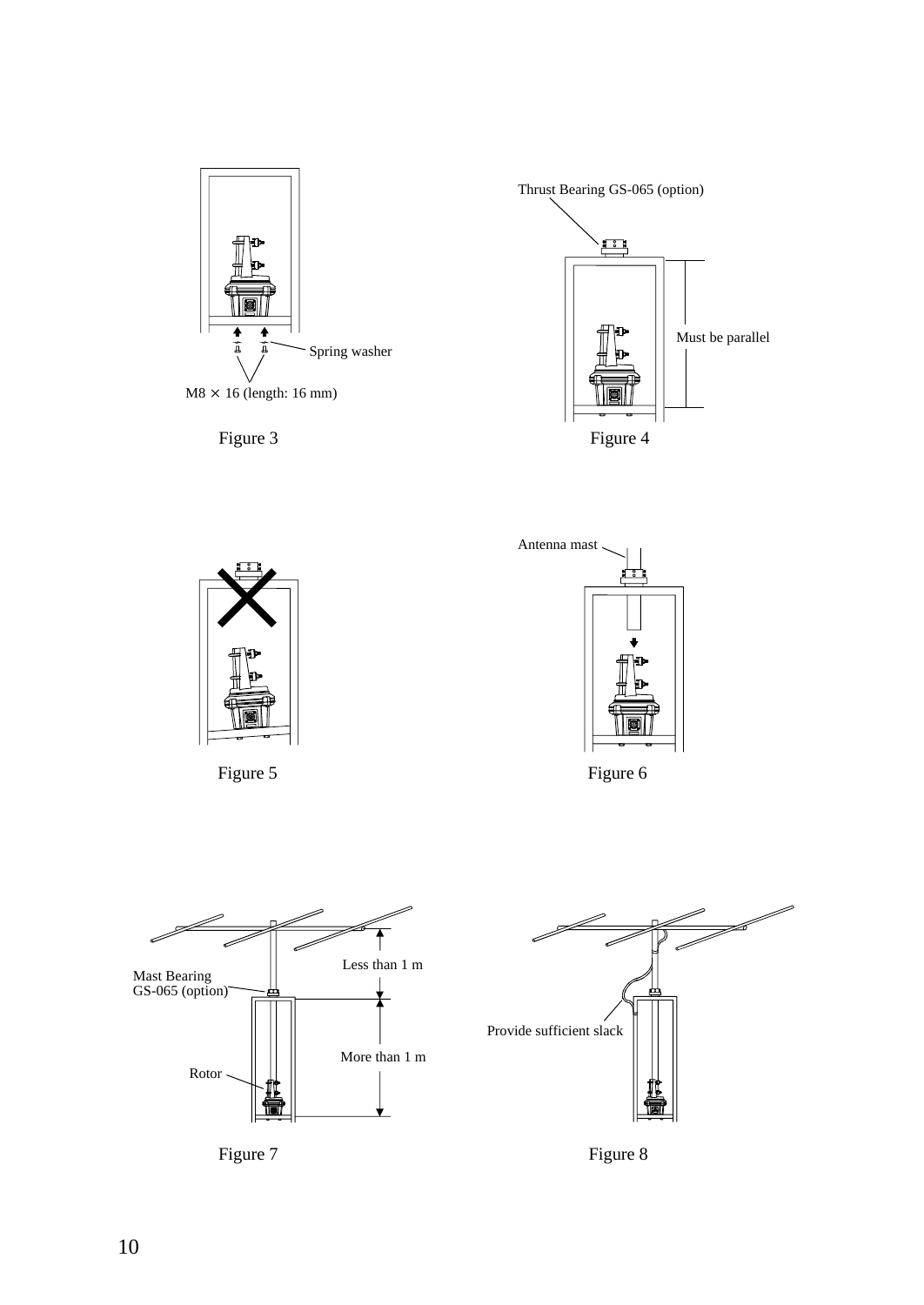Thrust Bearing GS-065 (option)

Must be parallel

Spring washer

M8 × 16 (length: 16 mm)

Figure 3

Figure 4

Antenna mast

Figure 5

Figure 6

Less than 1 m

Mast Bearing
GS-065 (option)

More than 1 m

Rotor

Provide sufficient slack

Figure 7

Figure 8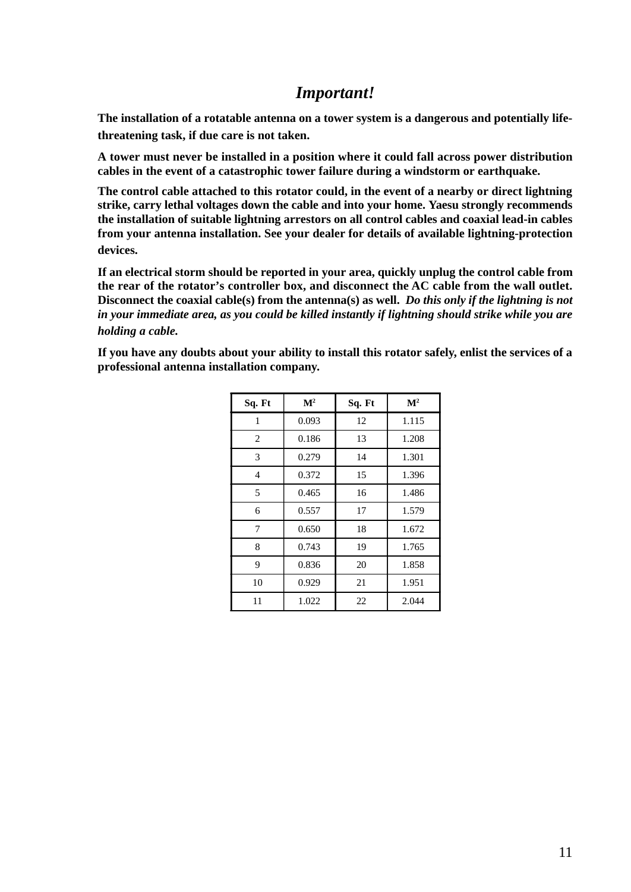# *Important!*

**The installation of a rotatable antenna on a tower system is a dangerous and potentially life-threatening task, if due care is not taken.**

**A tower must never be installed in a position where it could fall across power distribution cables in the event of a catastrophic tower failure during a windstorm or earthquake.**

**The control cable attached to this rotator could, in the event of a nearby or direct lightning strike, carry lethal voltages down the cable and into your home. Yaesu strongly recommends the installation of suitable lightning arrestors on all control cables and coaxial lead-in cables from your antenna installation. See your dealer for details of available lightning-protection devices.**

**If an electrical storm should be reported in your area, quickly unplug the control cable from the rear of the rotator's controller box, and disconnect the AC cable from the wall outlet. Disconnect the coaxial cable(s) from the antenna(s) as well.** ***Do this only if the lightning is not in your immediate area, as you could be killed instantly if lightning should strike while you are holding a cable.***

**If you have any doubts about your ability to install this rotator safely, enlist the services of a professional antenna installation company.**

| Sq. Ft | $M^2$ | Sq. Ft | $M^2$ |
|---|---|---|---|
| 1 | 0.093 | 12 | 1.115 |
| 2 | 0.186 | 13 | 1.208 |
| 3 | 0.279 | 14 | 1.301 |
| 4 | 0.372 | 15 | 1.396 |
| 5 | 0.465 | 16 | 1.486 |
| 6 | 0.557 | 17 | 1.579 |
| 7 | 0.650 | 18 | 1.672 |
| 8 | 0.743 | 19 | 1.765 |
| 9 | 0.836 | 20 | 1.858 |
| 10 | 0.929 | 21 | 1.951 |
| 11 | 1.022 | 22 | 2.044 |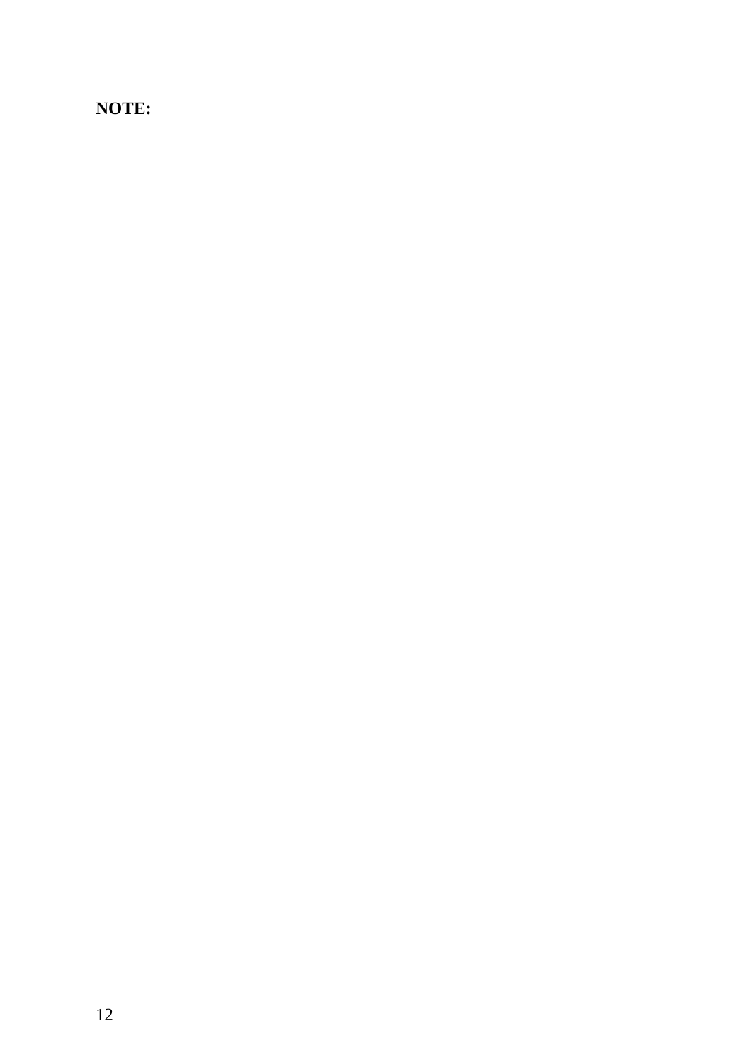**NOTE:**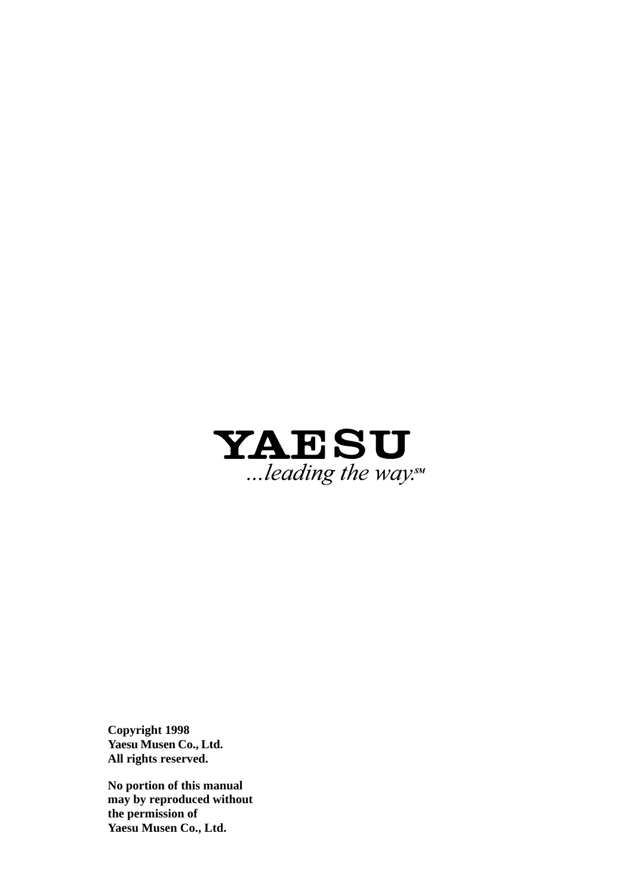YAESU

*...leading the way.*SM

**Copyright 1998**
**Yaesu Musen Co., Ltd.**
**All rights reserved.**

**No portion of this manual**
**may by reproduced without**
**the permission of**
**Yaesu Musen Co., Ltd.**